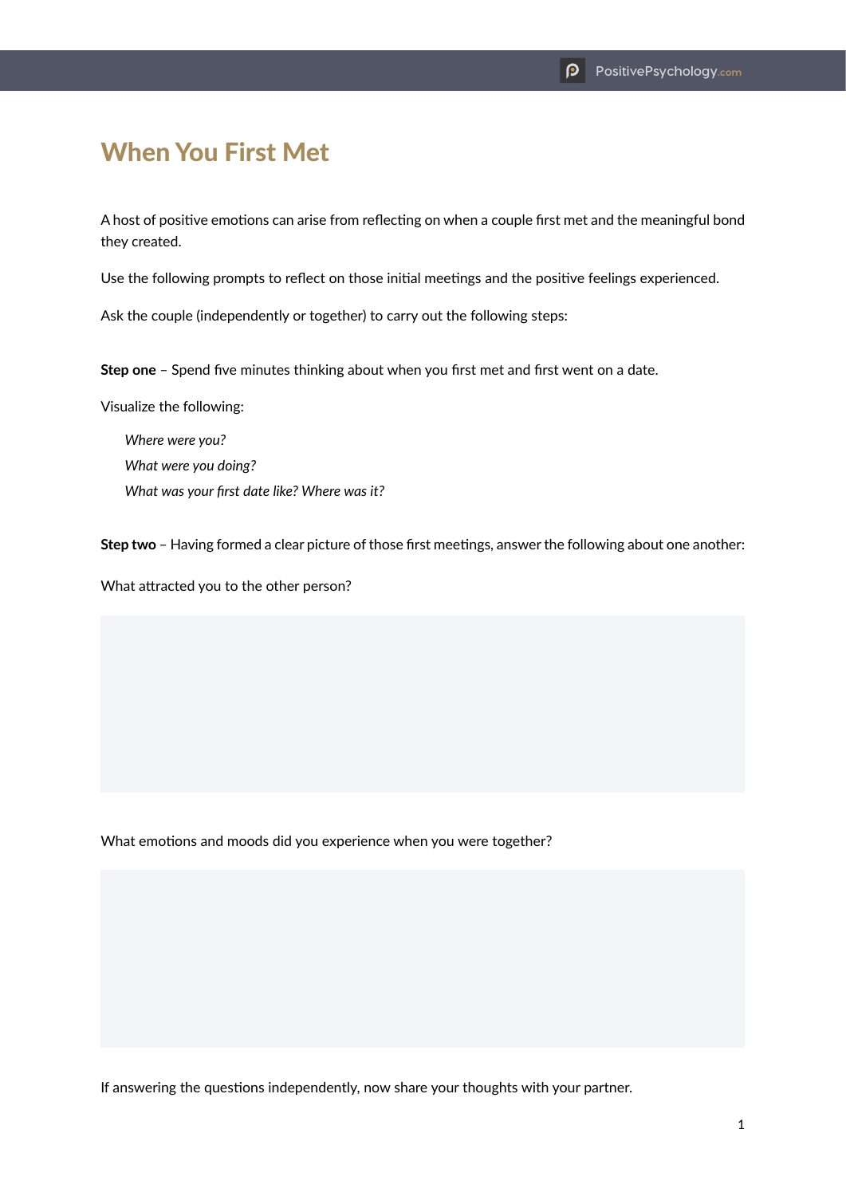# When You First Met

A host of positive emotions can arise from reflecting on when a couple first met and the meaningful bond they created.

Use the following prompts to reflect on those initial meetings and the positive feelings experienced.

Ask the couple (independently or together) to carry out the following steps:

**Step one** – Spend five minutes thinking about when you first met and first went on a date.

Visualize the following:

*Where were you?*

*What were you doing?*

*What was your first date like? Where was it?*

**Step two** – Having formed a clear picture of those first meetings, answer the following about one another:

What attracted you to the other person?

What emotions and moods did you experience when you were together?

If answering the questions independently, now share your thoughts with your partner.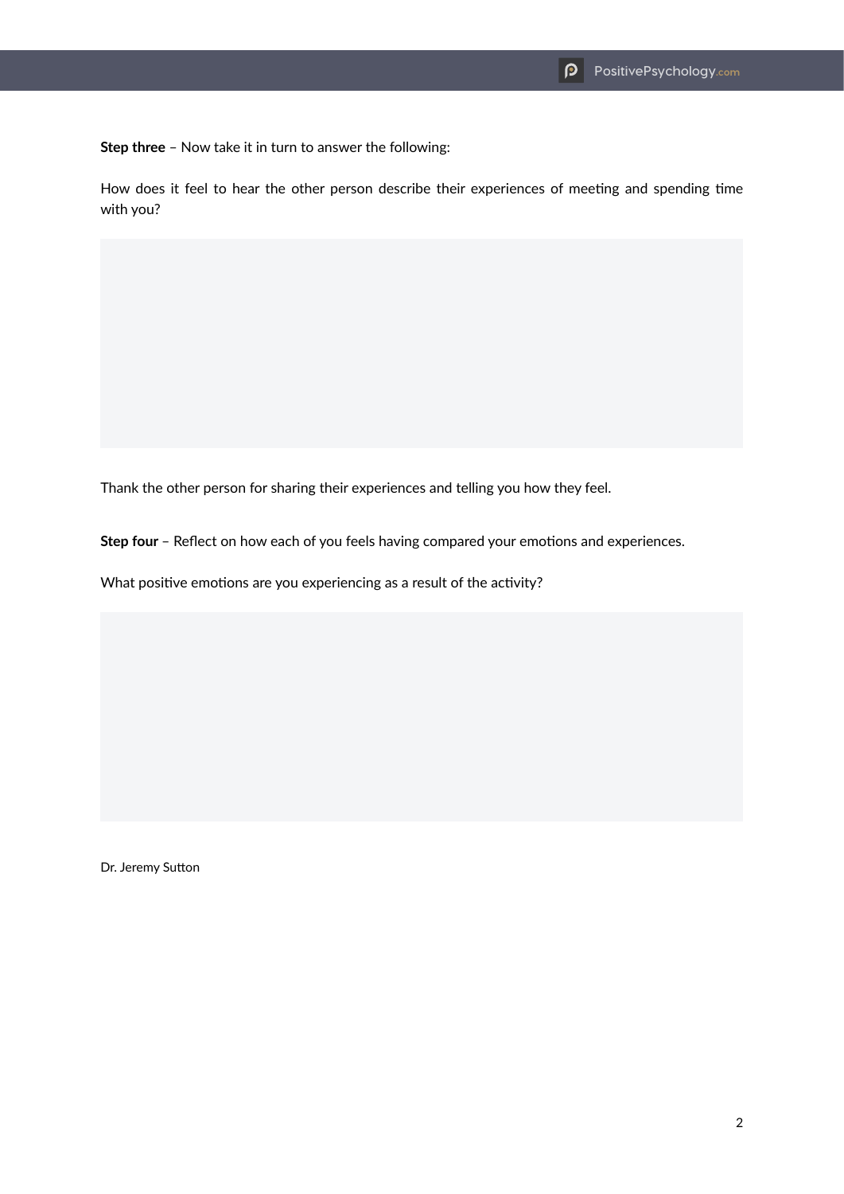**Step three** – Now take it in turn to answer the following:

How does it feel to hear the other person describe their experiences of meeting and spending time with you?

Thank the other person for sharing their experiences and telling you how they feel.

**Step four** – Reflect on how each of you feels having compared your emotions and experiences.

What positive emotions are you experiencing as a result of the activity?

Dr. Jeremy Sutton